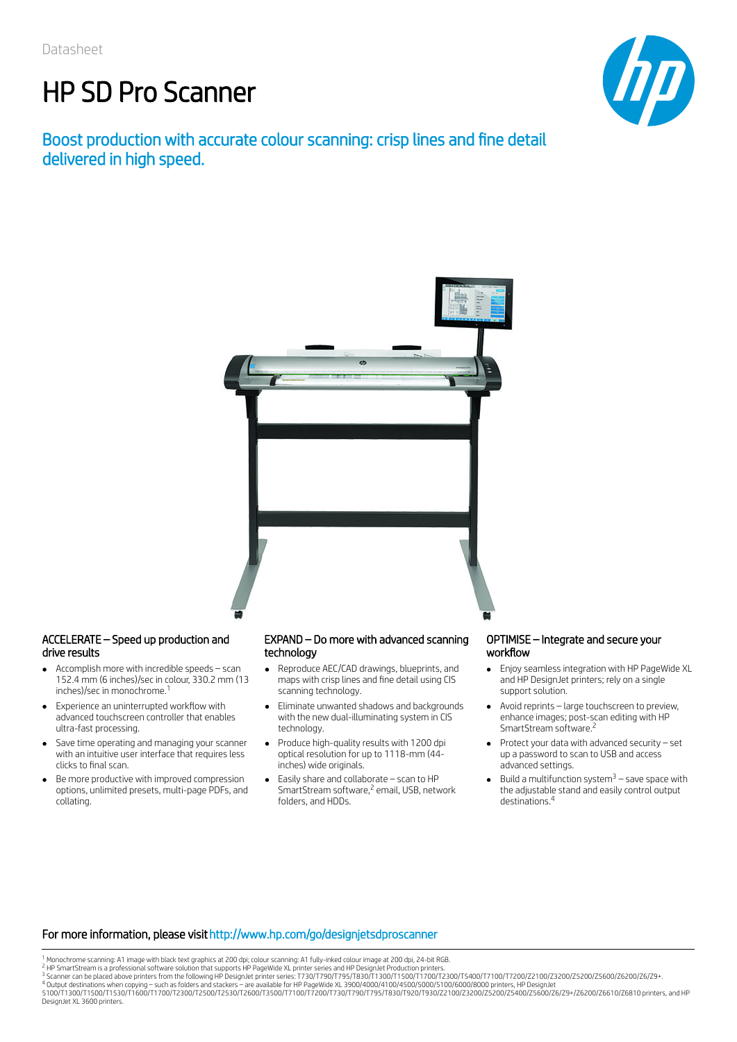Datasheet

# HP SD Pro Scanner

## Boost production with accurate colour scanning: crisp lines and fine detail delivered in high speed.

### ACCELERATE – Speed up production and drive results

- Accomplish more with incredible speeds – scan 152.4 mm (6 inches)/sec in colour, 330.2 mm (13 inches)/sec in monochrome.[1]
- Experience an uninterrupted workflow with advanced touchscreen controller that enables ultra-fast processing.
- Save time operating and managing your scanner with an intuitive user interface that requires less clicks to final scan.
- Be more productive with improved compression options, unlimited presets, multi-page PDFs, and collating.

### EXPAND – Do more with advanced scanning technology

- Reproduce AEC/CAD drawings, blueprints, and maps with crisp lines and fine detail using CIS scanning technology.
- Eliminate unwanted shadows and backgrounds with the new dual-illuminating system in CIS technology.
- Produce high-quality results with 1200 dpi optical resolution for up to 1118-mm (44-inches) wide originals.
- Easily share and collaborate – scan to HP SmartStream software,[2] email, USB, network folders, and HDDs.

### OPTIMISE – Integrate and secure your workflow

- Enjoy seamless integration with HP PageWide XL and HP DesignJet printers; rely on a single support solution.
- Avoid reprints – large touchscreen to preview, enhance images; post-scan editing with HP SmartStream software.[2]
- Protect your data with advanced security – set up a password to scan to USB and access advanced settings.
- Build a multifunction system[3] – save space with the adjustable stand and easily control output destinations.[4]

**For more information, please visit** http://www.hp.com/go/designjetsdproscanner

[1] Monochrome scanning: A1 image with black text graphics at 200 dpi; colour scanning: A1 fully-inked colour image at 200 dpi, 24-bit RGB.
[2] HP SmartStream is a professional software solution that supports HP PageWide XL printer series and HP DesignJet Production printers.
[3] Scanner can be placed above printers from the following HP DesignJet printer series: T730/T790/T795/T830/T1300/T1500/T1700/T2300/T5400/T7100/T7200/Z2100/Z3200/Z5200/Z5600/Z6200/Z6/Z9+.
[4] Output destinations when copying – such as folders and stackers – are available for HP PageWide XL 3900/4000/4100/4500/5000/5100/6000/8000 printers, HP DesignJet 5100/T1300/T1500/T1530/T1600/T1700/T2300/T2500/T2530/T2600/T3500/T7100/T7200/T730/T790/T795/T830/T920/T930/Z2100/Z3200/Z5200/Z5400/Z5600/Z6/Z9+/Z6200/Z6610/Z6810 printers, and HP DesignJet XL 3600 printers.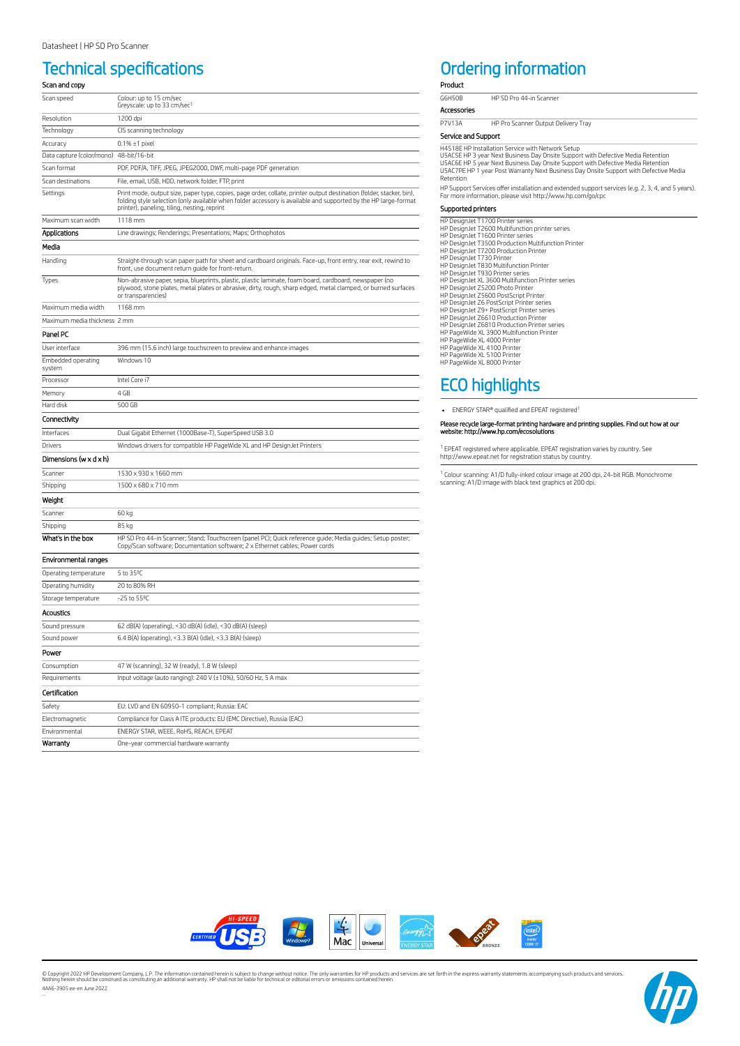Datasheet | HP SD Pro Scanner

# Technical specifications

### Scan and copy

| | |
|---|---|
| Scan speed | Colour: up to 15 cm/sec<br>Greyscale: up to 33 cm/sec[1] |
| Resolution | 1200 dpi |
| Technology | CIS scanning technology |
| Accuracy | 0.1% ±1 pixel |
| Data capture (color/mono) | 48-bit/16-bit |
| Scan format | PDF, PDF/A, TIFF, JPEG, JPEG2000, DWF, multi-page PDF generation |
| Scan destinations | File, email, USB, HDD, network folder, FTP, print |
| Settings | Print mode, output size, paper type, copies, page order, collate, printer output destination (folder, stacker, bin), folding style selection (only available when folder accessory is available and supported by the HP large-format printer), paneling, tiling, nesting, reprint |
| Maximum scan width | 1118 mm |
| **Applications** | Line drawings; Renderings; Presentations; Maps; Orthophotos |

### Media

| | |
|---|---|
| Handling | Straight-through scan paper path for sheet and cardboard originals. Face-up, front entry, rear exit, rewind to front, use document return guide for front-return. |
| Types | Non-abrasive paper, sepia, blueprints, plastic, plastic laminate, foam board, cardboard, newspaper (no plywood, stone plates, metal plates or abrasive, dirty, rough, sharp edged, metal clamped, or burned surfaces or transparencies) |
| Maximum media width | 1168 mm |
| Maximum media thickness | 2 mm |

### Panel PC

| | |
|---|---|
| User interface | 396 mm (15.6 inch) large touchscreen to preview and enhance images |
| Embedded operating system | Windows 10 |
| Processor | Intel Core i7 |
| Memory | 4 GB |
| Hard disk | 500 GB |

### Connectivity

| | |
|---|---|
| Interfaces | Dual Gigabit Ethernet (1000Base-T), SuperSpeed USB 3.0 |
| Drivers | Windows drivers for compatible HP PageWide XL and HP DesignJet Printers |

### Dimensions (w x d x h)

| | |
|---|---|
| Scanner | 1530 x 930 x 1660 mm |
| Shipping | 1500 x 680 x 710 mm |

### Weight

| | |
|---|---|
| Scanner | 60 kg |
| Shipping | 85 kg |
| **What's in the box** | HP SD Pro 44-in Scanner; Stand; Touchscreen (panel PC); Quick reference guide; Media guides; Setup poster; Copy/Scan software; Documentation software; 2 x Ethernet cables; Power cords |

### Environmental ranges

| | |
|---|---|
| Operating temperature | 5 to 35ºC |
| Operating humidity | 20 to 80% RH |
| Storage temperature | -25 to 55ºC |

### Acoustics

| | |
|---|---|
| Sound pressure | 62 dB(A) (operating), <30 dB(A) (idle), <30 dB(A) (sleep) |
| Sound power | 6.4 B(A) (operating), <3.3 B(A) (idle), <3.3 B(A) (sleep) |

### Power

| | |
|---|---|
| Consumption | 47 W (scanning), 32 W (ready), 1.8 W (sleep) |
| Requirements | Input voltage (auto ranging): 240 V (±10%), 50/60 Hz, 5 A max |

### Certification

| | |
|---|---|
| Safety | EU: LVD and EN 60950-1 compliant; Russia: EAC |
| Electromagnetic | Compliance for Class A ITE products: EU (EMC Directive), Russia (EAC) |
| Environmental | ENERGY STAR, WEEE, RoHS, REACH, EPEAT |
| **Warranty** | One-year commercial hardware warranty |

# Ordering information

### Product

| | |
|---|---|
| G6H50B | HP SD Pro 44-in Scanner |

### Accessories

| | |
|---|---|
| P7V13A | HP Pro Scanner Output Delivery Tray |

### Service and Support

H4518E HP Installation Service with Network Setup
U5AC5E HP 3 year Next Business Day Onsite Support with Defective Media Retention
U5AC6E HP 5 year Next Business Day Onsite Support with Defective Media Retention
U5AC7PE HP 1 year Post Warranty Next Business Day Onsite Support with Defective Media Retention

HP Support Services offer installation and extended support services (e.g. 2, 3, 4, and 5 years). For more information, please visit http://www.hp.com/go/cpc

### Supported printers

HP DesignJet T1700 Printer series
HP DesignJet T2600 Multifunction printer series
HP DesignJet T1600 Printer series
HP DesignJet T3500 Production Multifunction Printer
HP DesignJet T7200 Production Printer
HP DesignJet T730 Printer
HP DesignJet T830 Multifunction Printer
HP DesignJet T930 Printer series
HP DesignJet XL 3600 Multifunction Printer series
HP DesignJet Z5200 Photo Printer
HP DesignJet Z5600 PostScript Printer
HP DesignJet Z6 PostScript Printer series
HP DesignJet Z9+ PostScript Printer series
HP DesignJet Z6610 Production Printer
HP DesignJet Z6810 Production Printer series
HP PageWide XL 3900 Multifunction Printer
HP PageWide XL 4000 Printer
HP PageWide XL 4100 Printer
HP PageWide XL 5100 Printer
HP PageWide XL 8000 Printer

# ECO highlights

- ENERGY STAR® qualified and EPEAT registered[1]

**Please recycle large-format printing hardware and printing supplies. Find out how at our website: http://www.hp.com/ecosolutions**

[1] EPEAT registered where applicable. EPEAT registration varies by country. See http://www.epeat.net for registration status by country.

[1] Colour scanning: A1/D fully-inked colour image at 200 dpi, 24-bit RGB. Monochrome scanning: A1/D image with black text graphics at 200 dpi.

© Copyright 2022 HP Development Company, L.P. The information contained herein is subject to change without notice. The only warranties for HP products and services are set forth in the express warranty statements accompanying such products and services. Nothing herein should be construed as constituting an additional warranty. HP shall not be liable for technical or editorial errors or omissions contained herein.

4AA6-3905 ee-en June 2022